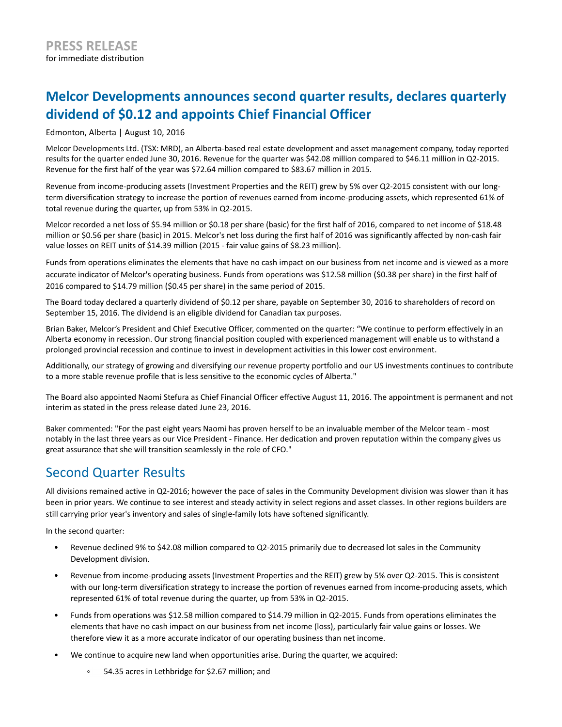**PRESS RELEASE**
for immediate distribution

# Melcor Developments announces second quarter results, declares quarterly dividend of $0.12 and appoints Chief Financial Officer

Edmonton, Alberta | August 10, 2016

Melcor Developments Ltd. (TSX: MRD), an Alberta-based real estate development and asset management company, today reported results for the quarter ended June 30, 2016. Revenue for the quarter was $42.08 million compared to $46.11 million in Q2-2015. Revenue for the first half of the year was $72.64 million compared to $83.67 million in 2015.

Revenue from income-producing assets (Investment Properties and the REIT) grew by 5% over Q2-2015 consistent with our long-term diversification strategy to increase the portion of revenues earned from income-producing assets, which represented 61% of total revenue during the quarter, up from 53% in Q2-2015.

Melcor recorded a net loss of $5.94 million or $0.18 per share (basic) for the first half of 2016, compared to net income of $18.48 million or $0.56 per share (basic) in 2015. Melcor's net loss during the first half of 2016 was significantly affected by non-cash fair value losses on REIT units of $14.39 million (2015 - fair value gains of $8.23 million).

Funds from operations eliminates the elements that have no cash impact on our business from net income and is viewed as a more accurate indicator of Melcor's operating business. Funds from operations was $12.58 million ($0.38 per share) in the first half of 2016 compared to $14.79 million ($0.45 per share) in the same period of 2015.

The Board today declared a quarterly dividend of $0.12 per share, payable on September 30, 2016 to shareholders of record on September 15, 2016. The dividend is an eligible dividend for Canadian tax purposes.

Brian Baker, Melcor's President and Chief Executive Officer, commented on the quarter: "We continue to perform effectively in an Alberta economy in recession. Our strong financial position coupled with experienced management will enable us to withstand a prolonged provincial recession and continue to invest in development activities in this lower cost environment.

Additionally, our strategy of growing and diversifying our revenue property portfolio and our US investments continues to contribute to a more stable revenue profile that is less sensitive to the economic cycles of Alberta."

The Board also appointed Naomi Stefura as Chief Financial Officer effective August 11, 2016. The appointment is permanent and not interim as stated in the press release dated June 23, 2016.

Baker commented: "For the past eight years Naomi has proven herself to be an invaluable member of the Melcor team - most notably in the last three years as our Vice President - Finance. Her dedication and proven reputation within the company gives us great assurance that she will transition seamlessly in the role of CFO."

## Second Quarter Results

All divisions remained active in Q2-2016; however the pace of sales in the Community Development division was slower than it has been in prior years. We continue to see interest and steady activity in select regions and asset classes. In other regions builders are still carrying prior year's inventory and sales of single-family lots have softened significantly.

In the second quarter:

- Revenue declined 9% to $42.08 million compared to Q2-2015 primarily due to decreased lot sales in the Community Development division.
- Revenue from income-producing assets (Investment Properties and the REIT) grew by 5% over Q2-2015. This is consistent with our long-term diversification strategy to increase the portion of revenues earned from income-producing assets, which represented 61% of total revenue during the quarter, up from 53% in Q2-2015.
- Funds from operations was $12.58 million compared to $14.79 million in Q2-2015. Funds from operations eliminates the elements that have no cash impact on our business from net income (loss), particularly fair value gains or losses. We therefore view it as a more accurate indicator of our operating business than net income.
- We continue to acquire new land when opportunities arise. During the quarter, we acquired:
  - 54.35 acres in Lethbridge for $2.67 million; and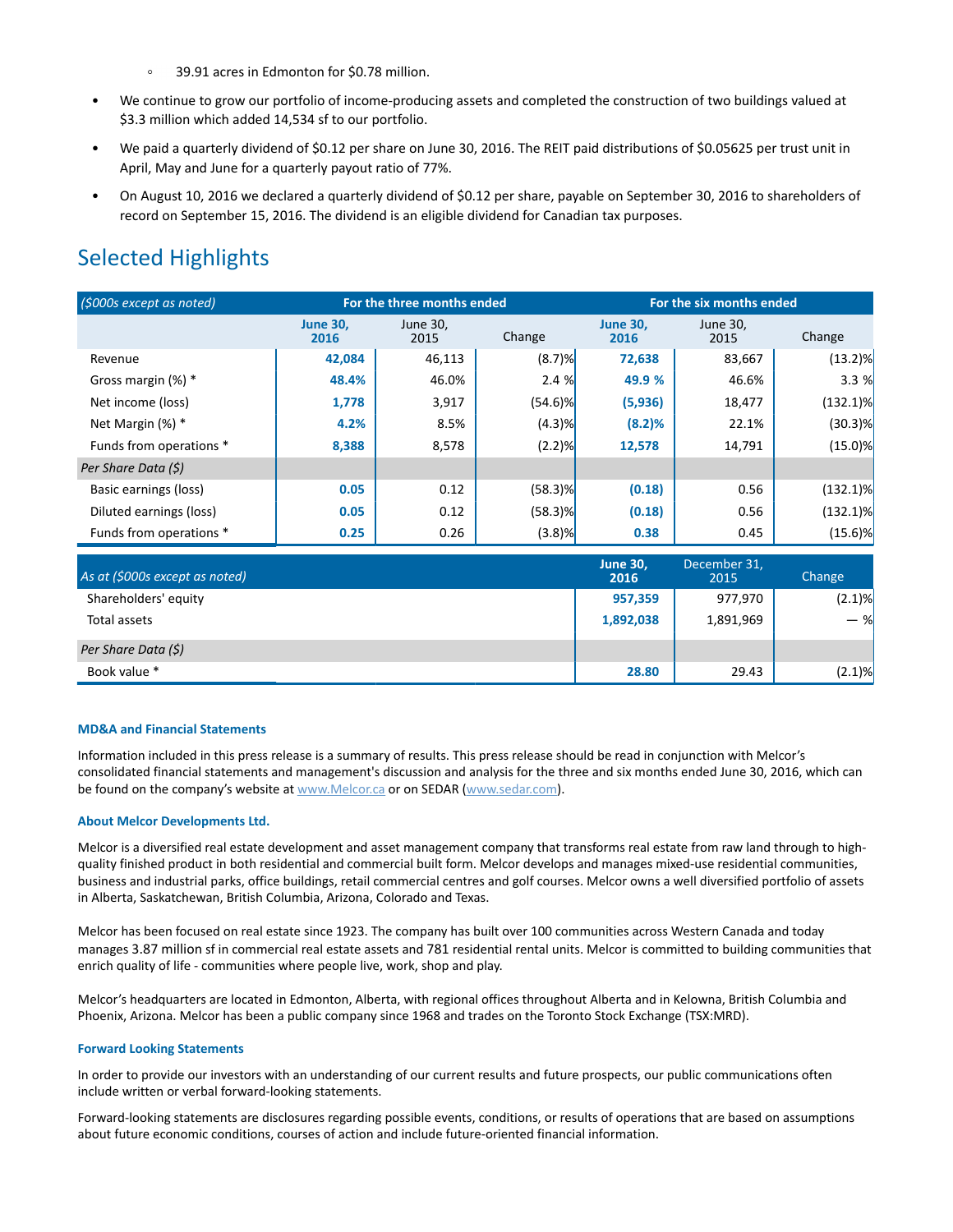- 39.91 acres in Edmonton for $0.78 million.

- We continue to grow our portfolio of income-producing assets and completed the construction of two buildings valued at $3.3 million which added 14,534 sf to our portfolio.
- We paid a quarterly dividend of $0.12 per share on June 30, 2016. The REIT paid distributions of $0.05625 per trust unit in April, May and June for a quarterly payout ratio of 77%.
- On August 10, 2016 we declared a quarterly dividend of $0.12 per share, payable on September 30, 2016 to shareholders of record on September 15, 2016. The dividend is an eligible dividend for Canadian tax purposes.

## Selected Highlights

| *($000s except as noted)* | For the three months ended | | | For the six months ended | | |
|---|---|---|---|---|---|---|
| | **June 30, 2016** | June 30, 2015 | Change | **June 30, 2016** | June 30, 2015 | Change |
| Revenue | **42,084** | 46,113 | (8.7)% | **72,638** | 83,667 | (13.2)% |
| Gross margin (%) * | **48.4%** | 46.0% | 2.4 % | **49.9 %** | 46.6% | 3.3 % |
| Net income (loss) | **1,778** | 3,917 | (54.6)% | **(5,936)** | 18,477 | (132.1)% |
| Net Margin (%) * | **4.2%** | 8.5% | (4.3)% | **(8.2)%** | 22.1% | (30.3)% |
| Funds from operations * | **8,388** | 8,578 | (2.2)% | **12,578** | 14,791 | (15.0)% |
| *Per Share Data ($)* | | | | | | |
| Basic earnings (loss) | **0.05** | 0.12 | (58.3)% | **(0.18)** | 0.56 | (132.1)% |
| Diluted earnings (loss) | **0.05** | 0.12 | (58.3)% | **(0.18)** | 0.56 | (132.1)% |
| Funds from operations * | **0.25** | 0.26 | (3.8)% | **0.38** | 0.45 | (15.6)% |

| *As at ($000s except as noted)* | **June 30, 2016** | December 31, 2015 | Change |
|---|---|---|---|
| Shareholders' equity | **957,359** | 977,970 | (2.1)% |
| Total assets | **1,892,038** | 1,891,969 | — % |
| *Per Share Data ($)* | | | |
| Book value * | **28.80** | 29.43 | (2.1)% |

#### MD&A and Financial Statements

Information included in this press release is a summary of results. This press release should be read in conjunction with Melcor's consolidated financial statements and management's discussion and analysis for the three and six months ended June 30, 2016, which can be found on the company's website at www.Melcor.ca or on SEDAR (www.sedar.com).

#### About Melcor Developments Ltd.

Melcor is a diversified real estate development and asset management company that transforms real estate from raw land through to high-quality finished product in both residential and commercial built form. Melcor develops and manages mixed-use residential communities, business and industrial parks, office buildings, retail commercial centres and golf courses. Melcor owns a well diversified portfolio of assets in Alberta, Saskatchewan, British Columbia, Arizona, Colorado and Texas.

Melcor has been focused on real estate since 1923. The company has built over 100 communities across Western Canada and today manages 3.87 million sf in commercial real estate assets and 781 residential rental units. Melcor is committed to building communities that enrich quality of life - communities where people live, work, shop and play.

Melcor's headquarters are located in Edmonton, Alberta, with regional offices throughout Alberta and in Kelowna, British Columbia and Phoenix, Arizona. Melcor has been a public company since 1968 and trades on the Toronto Stock Exchange (TSX:MRD).

#### Forward Looking Statements

In order to provide our investors with an understanding of our current results and future prospects, our public communications often include written or verbal forward-looking statements.

Forward-looking statements are disclosures regarding possible events, conditions, or results of operations that are based on assumptions about future economic conditions, courses of action and include future-oriented financial information.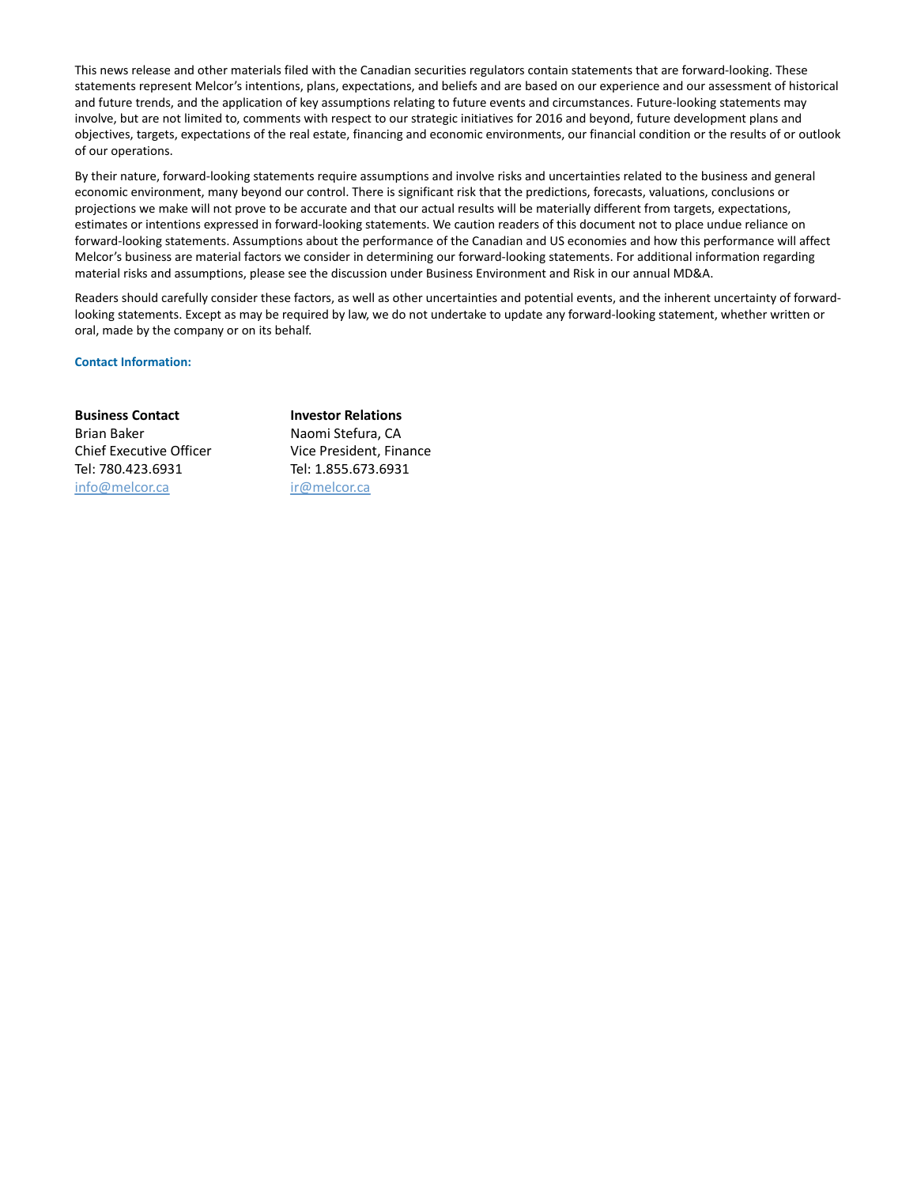This news release and other materials filed with the Canadian securities regulators contain statements that are forward-looking. These statements represent Melcor's intentions, plans, expectations, and beliefs and are based on our experience and our assessment of historical and future trends, and the application of key assumptions relating to future events and circumstances. Future-looking statements may involve, but are not limited to, comments with respect to our strategic initiatives for 2016 and beyond, future development plans and objectives, targets, expectations of the real estate, financing and economic environments, our financial condition or the results of or outlook of our operations.

By their nature, forward-looking statements require assumptions and involve risks and uncertainties related to the business and general economic environment, many beyond our control. There is significant risk that the predictions, forecasts, valuations, conclusions or projections we make will not prove to be accurate and that our actual results will be materially different from targets, expectations, estimates or intentions expressed in forward-looking statements. We caution readers of this document not to place undue reliance on forward-looking statements. Assumptions about the performance of the Canadian and US economies and how this performance will affect Melcor's business are material factors we consider in determining our forward-looking statements. For additional information regarding material risks and assumptions, please see the discussion under Business Environment and Risk in our annual MD&A.

Readers should carefully consider these factors, as well as other uncertainties and potential events, and the inherent uncertainty of forward-looking statements. Except as may be required by law, we do not undertake to update any forward-looking statement, whether written or oral, made by the company or on its behalf.

**Contact Information:**

**Business Contact**
Brian Baker
Chief Executive Officer
Tel: 780.423.6931
info@melcor.ca

**Investor Relations**
Naomi Stefura, CA
Vice President, Finance
Tel: 1.855.673.6931
ir@melcor.ca